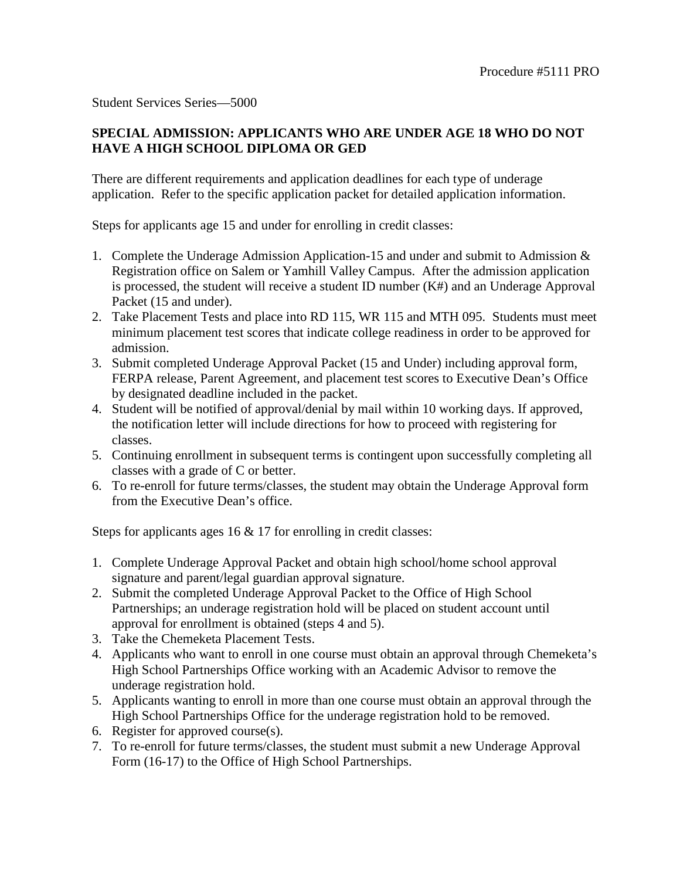Procedure #5111 PRO

Student Services Series—5000

## SPECIAL ADMISSION: APPLICANTS WHO ARE UNDER AGE 18 WHO DO NOT HAVE A HIGH SCHOOL DIPLOMA OR GED

There are different requirements and application deadlines for each type of underage application. Refer to the specific application packet for detailed application information.

Steps for applicants age 15 and under for enrolling in credit classes:

1. Complete the Underage Admission Application-15 and under and submit to Admission & Registration office on Salem or Yamhill Valley Campus. After the admission application is processed, the student will receive a student ID number (K#) and an Underage Approval Packet (15 and under).
2. Take Placement Tests and place into RD 115, WR 115 and MTH 095. Students must meet minimum placement test scores that indicate college readiness in order to be approved for admission.
3. Submit completed Underage Approval Packet (15 and Under) including approval form, FERPA release, Parent Agreement, and placement test scores to Executive Dean's Office by designated deadline included in the packet.
4. Student will be notified of approval/denial by mail within 10 working days. If approved, the notification letter will include directions for how to proceed with registering for classes.
5. Continuing enrollment in subsequent terms is contingent upon successfully completing all classes with a grade of C or better.
6. To re-enroll for future terms/classes, the student may obtain the Underage Approval form from the Executive Dean's office.

Steps for applicants ages 16 & 17 for enrolling in credit classes:

1. Complete Underage Approval Packet and obtain high school/home school approval signature and parent/legal guardian approval signature.
2. Submit the completed Underage Approval Packet to the Office of High School Partnerships; an underage registration hold will be placed on student account until approval for enrollment is obtained (steps 4 and 5).
3. Take the Chemeketa Placement Tests.
4. Applicants who want to enroll in one course must obtain an approval through Chemeketa's High School Partnerships Office working with an Academic Advisor to remove the underage registration hold.
5. Applicants wanting to enroll in more than one course must obtain an approval through the High School Partnerships Office for the underage registration hold to be removed.
6. Register for approved course(s).
7. To re-enroll for future terms/classes, the student must submit a new Underage Approval Form (16-17) to the Office of High School Partnerships.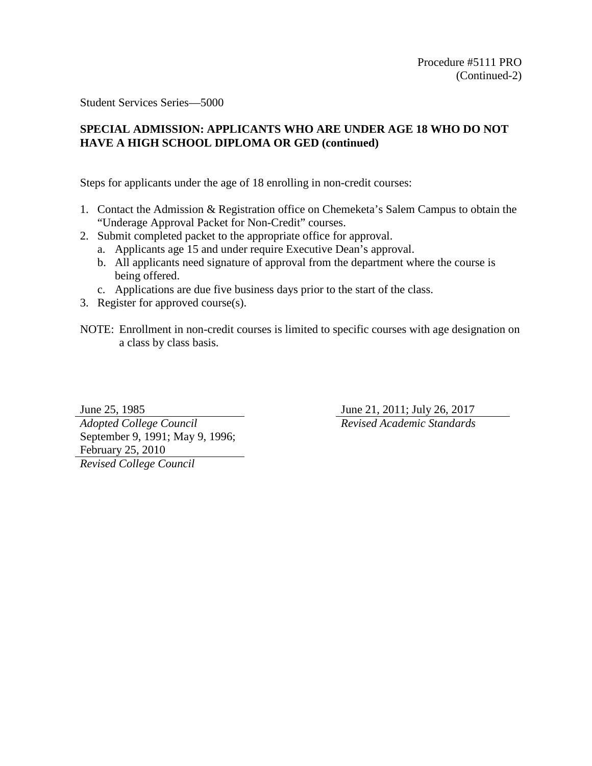Procedure #5111 PRO
(Continued-2)

Student Services Series—5000

**SPECIAL ADMISSION: APPLICANTS WHO ARE UNDER AGE 18 WHO DO NOT HAVE A HIGH SCHOOL DIPLOMA OR GED (continued)**

Steps for applicants under the age of 18 enrolling in non-credit courses:

1. Contact the Admission & Registration office on Chemeketa's Salem Campus to obtain the "Underage Approval Packet for Non-Credit" courses.
2. Submit completed packet to the appropriate office for approval.
   a. Applicants age 15 and under require Executive Dean's approval.
   b. All applicants need signature of approval from the department where the course is being offered.
   c. Applications are due five business days prior to the start of the class.
3. Register for approved course(s).

NOTE: Enrollment in non-credit courses is limited to specific courses with age designation on a class by class basis.

June 25, 1985
*Adopted College Council*

September 9, 1991; May 9, 1996; February 25, 2010
*Revised College Council*

June 21, 2011; July 26, 2017
*Revised Academic Standards*